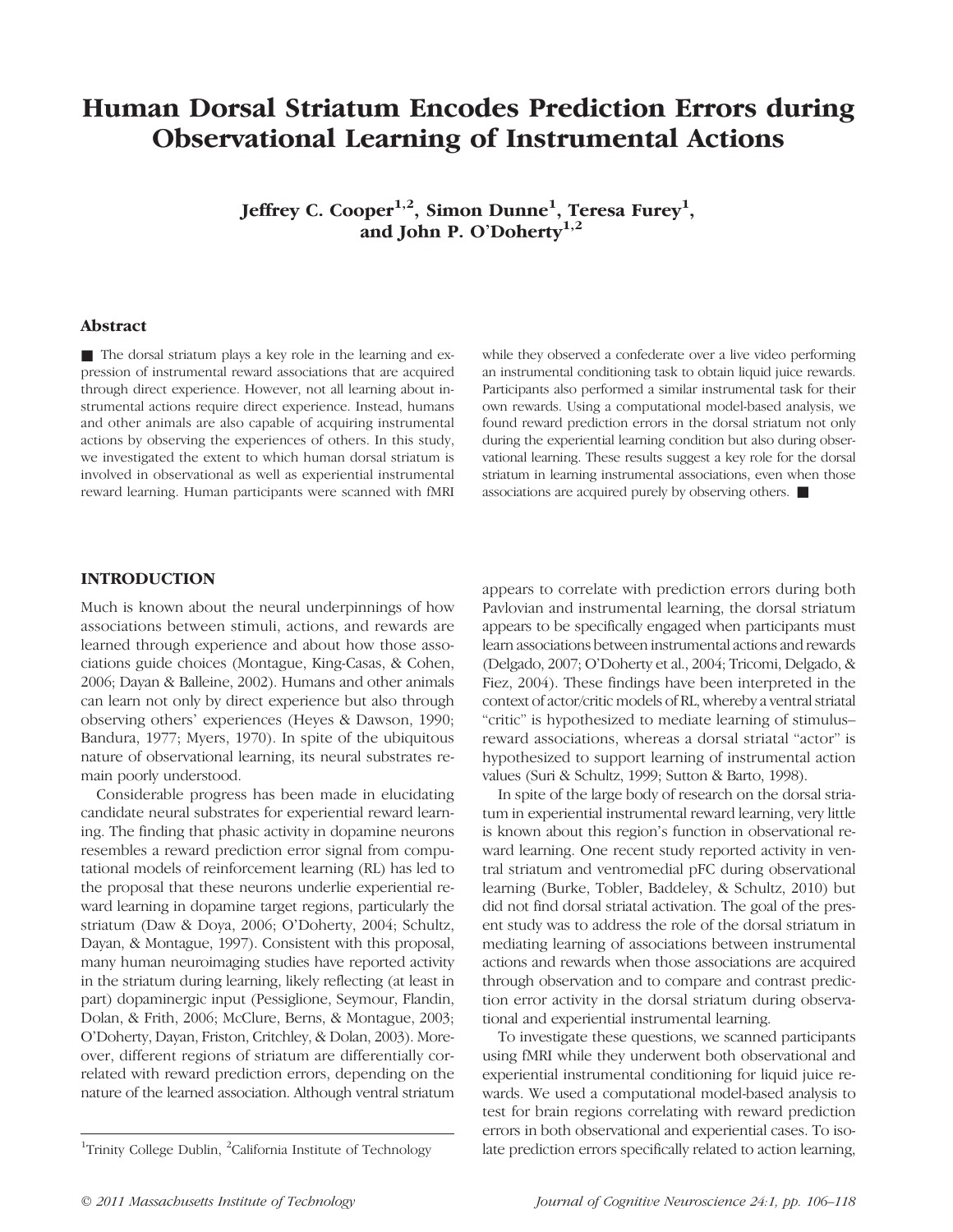# Human Dorsal Striatum Encodes Prediction Errors during Observational Learning of Instrumental Actions

**Jeffrey C. Cooper[1,2], Simon Dunne[1], Teresa Furey[1], and John P. O'Doherty[1,2]**

## Abstract

■ The dorsal striatum plays a key role in the learning and expression of instrumental reward associations that are acquired through direct experience. However, not all learning about instrumental actions require direct experience. Instead, humans and other animals are also capable of acquiring instrumental actions by observing the experiences of others. In this study, we investigated the extent to which human dorsal striatum is involved in observational as well as experiential instrumental reward learning. Human participants were scanned with fMRI while they observed a confederate over a live video performing an instrumental conditioning task to obtain liquid juice rewards. Participants also performed a similar instrumental task for their own rewards. Using a computational model-based analysis, we found reward prediction errors in the dorsal striatum not only during the experiential learning condition but also during observational learning. These results suggest a key role for the dorsal striatum in learning instrumental associations, even when those associations are acquired purely by observing others. ■

## INTRODUCTION

Much is known about the neural underpinnings of how associations between stimuli, actions, and rewards are learned through experience and about how those associations guide choices (Montague, King-Casas, & Cohen, 2006; Dayan & Balleine, 2002). Humans and other animals can learn not only by direct experience but also through observing others' experiences (Heyes & Dawson, 1990; Bandura, 1977; Myers, 1970). In spite of the ubiquitous nature of observational learning, its neural substrates remain poorly understood.

Considerable progress has been made in elucidating candidate neural substrates for experiential reward learning. The finding that phasic activity in dopamine neurons resembles a reward prediction error signal from computational models of reinforcement learning (RL) has led to the proposal that these neurons underlie experiential reward learning in dopamine target regions, particularly the striatum (Daw & Doya, 2006; O'Doherty, 2004; Schultz, Dayan, & Montague, 1997). Consistent with this proposal, many human neuroimaging studies have reported activity in the striatum during learning, likely reflecting (at least in part) dopaminergic input (Pessiglione, Seymour, Flandin, Dolan, & Frith, 2006; McClure, Berns, & Montague, 2003; O'Doherty, Dayan, Friston, Critchley, & Dolan, 2003). Moreover, different regions of striatum are differentially correlated with reward prediction errors, depending on the nature of the learned association. Although ventral striatum appears to correlate with prediction errors during both Pavlovian and instrumental learning, the dorsal striatum appears to be specifically engaged when participants must learn associations between instrumental actions and rewards (Delgado, 2007; O'Doherty et al., 2004; Tricomi, Delgado, & Fiez, 2004). These findings have been interpreted in the context of actor/critic models of RL, whereby a ventral striatal "critic" is hypothesized to mediate learning of stimulus–reward associations, whereas a dorsal striatal "actor" is hypothesized to support learning of instrumental action values (Suri & Schultz, 1999; Sutton & Barto, 1998).

In spite of the large body of research on the dorsal striatum in experiential instrumental reward learning, very little is known about this region's function in observational reward learning. One recent study reported activity in ventral striatum and ventromedial pFC during observational learning (Burke, Tobler, Baddeley, & Schultz, 2010) but did not find dorsal striatal activation. The goal of the present study was to address the role of the dorsal striatum in mediating learning of associations between instrumental actions and rewards when those associations are acquired through observation and to compare and contrast prediction error activity in the dorsal striatum during observational and experiential instrumental learning.

To investigate these questions, we scanned participants using fMRI while they underwent both observational and experiential instrumental conditioning for liquid juice rewards. We used a computational model-based analysis to test for brain regions correlating with reward prediction errors in both observational and experiential cases. To isolate prediction errors specifically related to action learning,

[1]Trinity College Dublin, [2]California Institute of Technology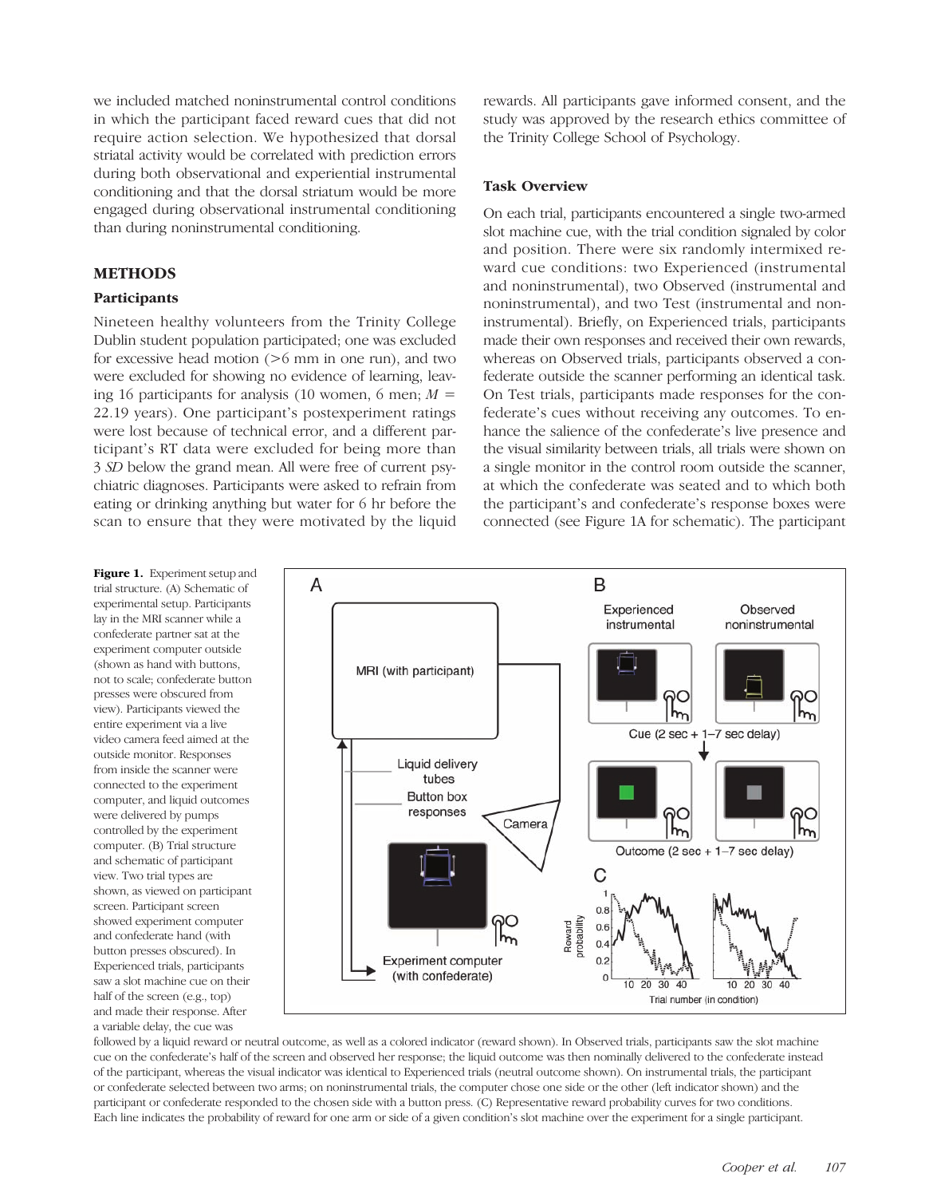we included matched noninstrumental control conditions in which the participant faced reward cues that did not require action selection. We hypothesized that dorsal striatal activity would be correlated with prediction errors during both observational and experiential instrumental conditioning and that the dorsal striatum would be more engaged during observational instrumental conditioning than during noninstrumental conditioning.

## METHODS

### Participants

Nineteen healthy volunteers from the Trinity College Dublin student population participated; one was excluded for excessive head motion (>6 mm in one run), and two were excluded for showing no evidence of learning, leaving 16 participants for analysis (10 women, 6 men; $M$ = 22.19 years). One participant's postexperiment ratings were lost because of technical error, and a different participant's RT data were excluded for being more than 3 *SD* below the grand mean. All were free of current psychiatric diagnoses. Participants were asked to refrain from eating or drinking anything but water for 6 hr before the scan to ensure that they were motivated by the liquid rewards. All participants gave informed consent, and the study was approved by the research ethics committee of the Trinity College School of Psychology.

### Task Overview

On each trial, participants encountered a single two-armed slot machine cue, with the trial condition signaled by color and position. There were six randomly intermixed reward cue conditions: two Experienced (instrumental and noninstrumental), two Observed (instrumental and noninstrumental), and two Test (instrumental and noninstrumental). Briefly, on Experienced trials, participants made their own responses and received their own rewards, whereas on Observed trials, participants observed a confederate outside the scanner performing an identical task. On Test trials, participants made responses for the confederate's cues without receiving any outcomes. To enhance the salience of the confederate's live presence and the visual similarity between trials, all trials were shown on a single monitor in the control room outside the scanner, at which the confederate was seated and to which both the participant's and confederate's response boxes were connected (see Figure 1A for schematic). The participant

**Figure 1.** Experiment setup and trial structure. (A) Schematic of experimental setup. Participants lay in the MRI scanner while a confederate partner sat at the experiment computer outside (shown as hand with buttons, not to scale; confederate button presses were obscured from view). Participants viewed the entire experiment via a live video camera feed aimed at the outside monitor. Responses from inside the scanner were connected to the experiment computer, and liquid outcomes were delivered by pumps controlled by the experiment computer. (B) Trial structure and schematic of participant view. Two trial types are shown, as viewed on participant screen. Participant screen showed experiment computer and confederate hand (with button presses obscured). In Experienced trials, participants saw a slot machine cue on their half of the screen (e.g., top) and made their response. After a variable delay, the cue was followed by a liquid reward or neutral outcome, as well as a colored indicator (reward shown). In Observed trials, participants saw the slot machine cue on the confederate's half of the screen and observed her response; the liquid outcome was then nominally delivered to the confederate instead of the participant, whereas the visual indicator was identical to Experienced trials (neutral outcome shown). On instrumental trials, the participant or confederate selected between two arms; on noninstrumental trials, the computer chose one side or the other (left indicator shown) and the participant or confederate responded to the chosen side with a button press. (C) Representative reward probability curves for two conditions. Each line indicates the probability of reward for one arm or side of a given condition's slot machine over the experiment for a single participant.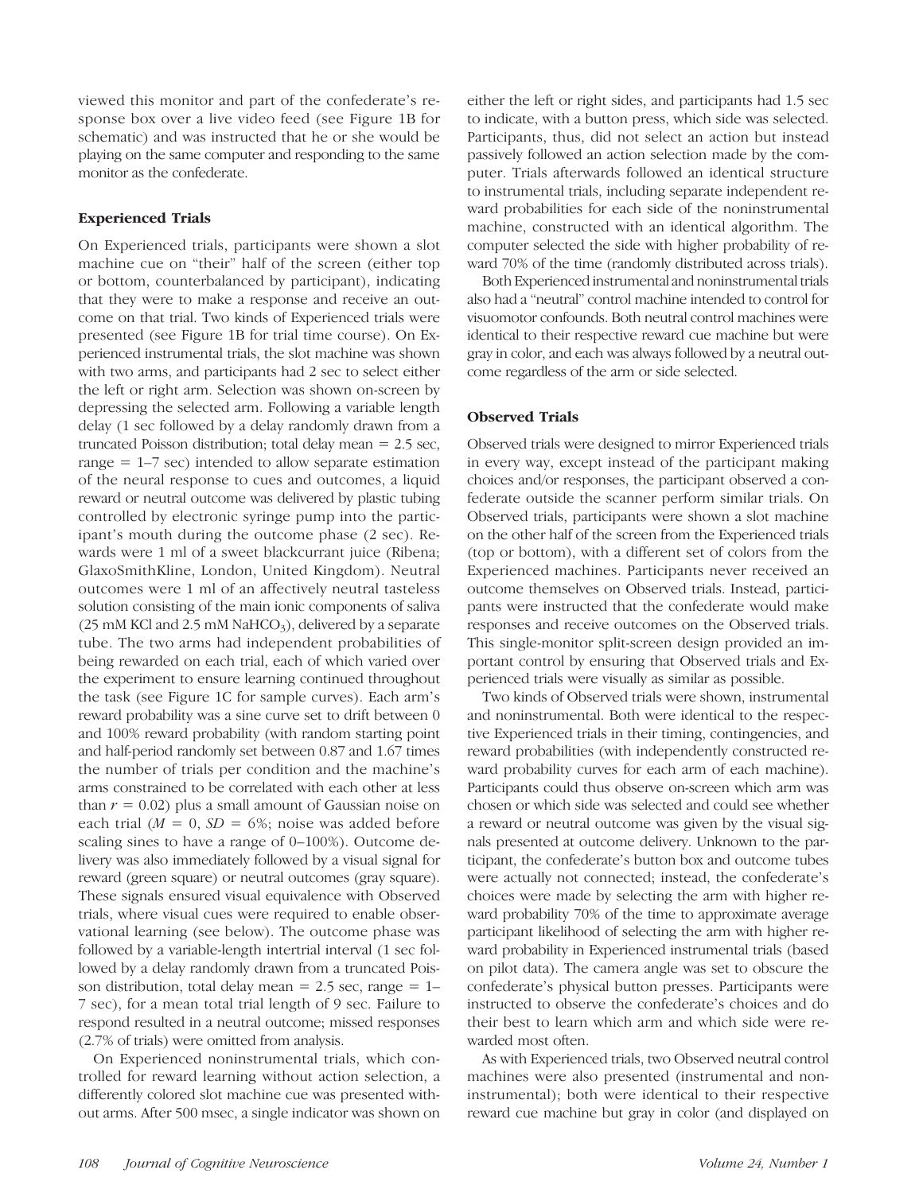viewed this monitor and part of the confederate's response box over a live video feed (see Figure 1B for schematic) and was instructed that he or she would be playing on the same computer and responding to the same monitor as the confederate.

### Experienced Trials

On Experienced trials, participants were shown a slot machine cue on "their" half of the screen (either top or bottom, counterbalanced by participant), indicating that they were to make a response and receive an outcome on that trial. Two kinds of Experienced trials were presented (see Figure 1B for trial time course). On Experienced instrumental trials, the slot machine was shown with two arms, and participants had 2 sec to select either the left or right arm. Selection was shown on-screen by depressing the selected arm. Following a variable length delay (1 sec followed by a delay randomly drawn from a truncated Poisson distribution; total delay mean = 2.5 sec, range = 1–7 sec) intended to allow separate estimation of the neural response to cues and outcomes, a liquid reward or neutral outcome was delivered by plastic tubing controlled by electronic syringe pump into the participant's mouth during the outcome phase (2 sec). Rewards were 1 ml of a sweet blackcurrant juice (Ribena; GlaxoSmithKline, London, United Kingdom). Neutral outcomes were 1 ml of an affectively neutral tasteless solution consisting of the main ionic components of saliva (25 mM KCl and 2.5 mM $NaHCO_3$), delivered by a separate tube. The two arms had independent probabilities of being rewarded on each trial, each of which varied over the experiment to ensure learning continued throughout the task (see Figure 1C for sample curves). Each arm's reward probability was a sine curve set to drift between 0 and 100% reward probability (with random starting point and half-period randomly set between 0.87 and 1.67 times the number of trials per condition and the machine's arms constrained to be correlated with each other at less than $r = 0.02$) plus a small amount of Gaussian noise on each trial ($M = 0$, $SD = 6\%$; noise was added before scaling sines to have a range of 0–100%). Outcome delivery was also immediately followed by a visual signal for reward (green square) or neutral outcomes (gray square). These signals ensured visual equivalence with Observed trials, where visual cues were required to enable observational learning (see below). The outcome phase was followed by a variable-length intertrial interval (1 sec followed by a delay randomly drawn from a truncated Poisson distribution, total delay mean = 2.5 sec, range = 1–7 sec), for a mean total trial length of 9 sec. Failure to respond resulted in a neutral outcome; missed responses (2.7% of trials) were omitted from analysis.

On Experienced noninstrumental trials, which controlled for reward learning without action selection, a differently colored slot machine cue was presented without arms. After 500 msec, a single indicator was shown on either the left or right sides, and participants had 1.5 sec to indicate, with a button press, which side was selected. Participants, thus, did not select an action but instead passively followed an action selection made by the computer. Trials afterwards followed an identical structure to instrumental trials, including separate independent reward probabilities for each side of the noninstrumental machine, constructed with an identical algorithm. The computer selected the side with higher probability of reward 70% of the time (randomly distributed across trials).

Both Experienced instrumental and noninstrumental trials also had a "neutral" control machine intended to control for visuomotor confounds. Both neutral control machines were identical to their respective reward cue machine but were gray in color, and each was always followed by a neutral outcome regardless of the arm or side selected.

### Observed Trials

Observed trials were designed to mirror Experienced trials in every way, except instead of the participant making choices and/or responses, the participant observed a confederate outside the scanner perform similar trials. On Observed trials, participants were shown a slot machine on the other half of the screen from the Experienced trials (top or bottom), with a different set of colors from the Experienced machines. Participants never received an outcome themselves on Observed trials. Instead, participants were instructed that the confederate would make responses and receive outcomes on the Observed trials. This single-monitor split-screen design provided an important control by ensuring that Observed trials and Experienced trials were visually as similar as possible.

Two kinds of Observed trials were shown, instrumental and noninstrumental. Both were identical to the respective Experienced trials in their timing, contingencies, and reward probabilities (with independently constructed reward probability curves for each arm of each machine). Participants could thus observe on-screen which arm was chosen or which side was selected and could see whether a reward or neutral outcome was given by the visual signals presented at outcome delivery. Unknown to the participant, the confederate's button box and outcome tubes were actually not connected; instead, the confederate's choices were made by selecting the arm with higher reward probability 70% of the time to approximate average participant likelihood of selecting the arm with higher reward probability in Experienced instrumental trials (based on pilot data). The camera angle was set to obscure the confederate's physical button presses. Participants were instructed to observe the confederate's choices and do their best to learn which arm and which side were rewarded most often.

As with Experienced trials, two Observed neutral control machines were also presented (instrumental and noninstrumental); both were identical to their respective reward cue machine but gray in color (and displayed on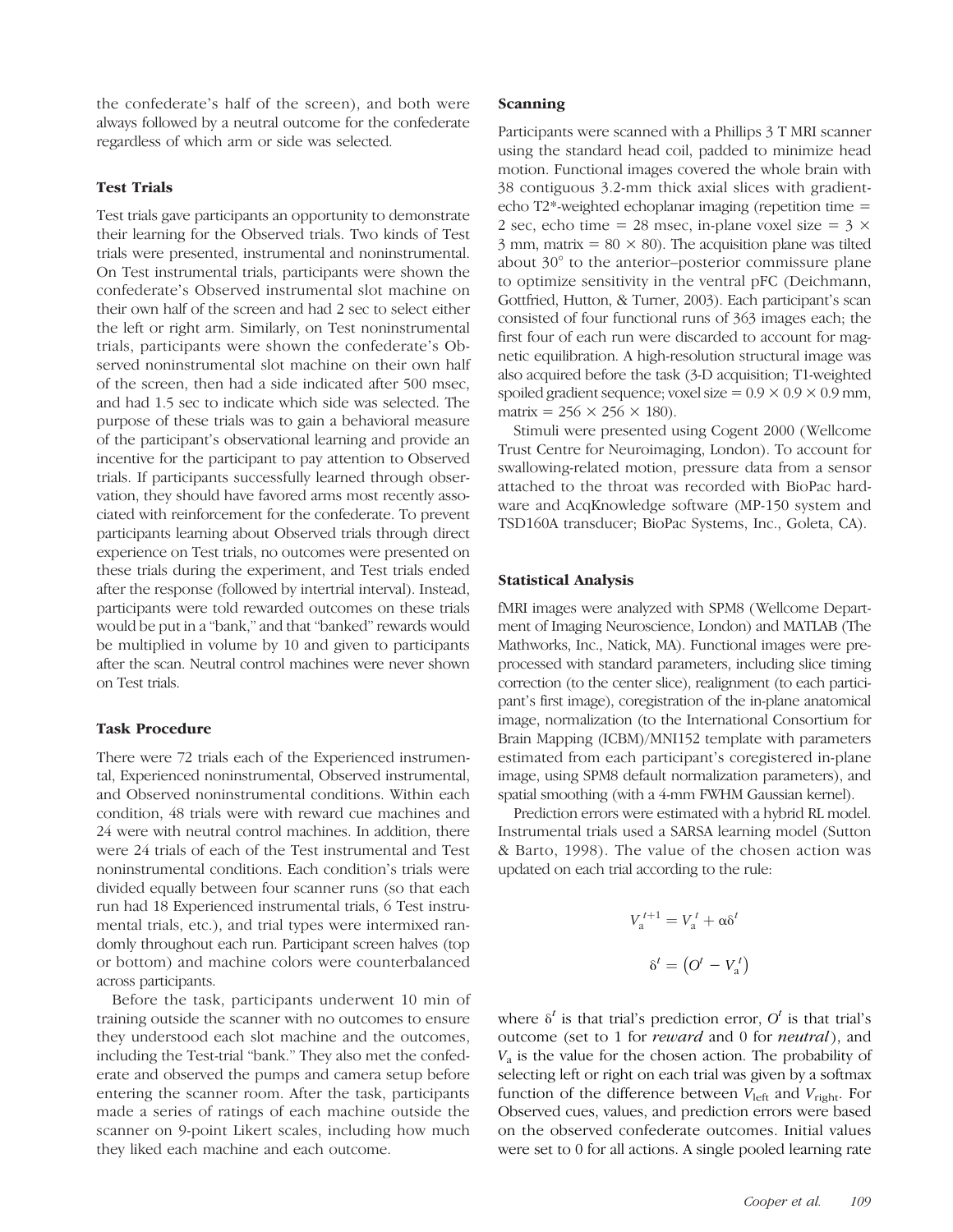the confederate's half of the screen), and both were always followed by a neutral outcome for the confederate regardless of which arm or side was selected.

### Test Trials

Test trials gave participants an opportunity to demonstrate their learning for the Observed trials. Two kinds of Test trials were presented, instrumental and noninstrumental. On Test instrumental trials, participants were shown the confederate's Observed instrumental slot machine on their own half of the screen and had 2 sec to select either the left or right arm. Similarly, on Test noninstrumental trials, participants were shown the confederate's Observed noninstrumental slot machine on their own half of the screen, then had a side indicated after 500 msec, and had 1.5 sec to indicate which side was selected. The purpose of these trials was to gain a behavioral measure of the participant's observational learning and provide an incentive for the participant to pay attention to Observed trials. If participants successfully learned through observation, they should have favored arms most recently associated with reinforcement for the confederate. To prevent participants learning about Observed trials through direct experience on Test trials, no outcomes were presented on these trials during the experiment, and Test trials ended after the response (followed by intertrial interval). Instead, participants were told rewarded outcomes on these trials would be put in a "bank," and that "banked" rewards would be multiplied in volume by 10 and given to participants after the scan. Neutral control machines were never shown on Test trials.

### Task Procedure

There were 72 trials each of the Experienced instrumental, Experienced noninstrumental, Observed instrumental, and Observed noninstrumental conditions. Within each condition, 48 trials were with reward cue machines and 24 were with neutral control machines. In addition, there were 24 trials of each of the Test instrumental and Test noninstrumental conditions. Each condition's trials were divided equally between four scanner runs (so that each run had 18 Experienced instrumental trials, 6 Test instrumental trials, etc.), and trial types were intermixed randomly throughout each run. Participant screen halves (top or bottom) and machine colors were counterbalanced across participants.

Before the task, participants underwent 10 min of training outside the scanner with no outcomes to ensure they understood each slot machine and the outcomes, including the Test-trial "bank." They also met the confederate and observed the pumps and camera setup before entering the scanner room. After the task, participants made a series of ratings of each machine outside the scanner on 9-point Likert scales, including how much they liked each machine and each outcome.

### Scanning

Participants were scanned with a Phillips 3 T MRI scanner using the standard head coil, padded to minimize head motion. Functional images covered the whole brain with 38 contiguous 3.2-mm thick axial slices with gradient-echo T2*-weighted echoplanar imaging (repetition time = 2 sec, echo time = 28 msec, in-plane voxel size = 3 × 3 mm, matrix = 80 × 80). The acquisition plane was tilted about 30° to the anterior–posterior commissure plane to optimize sensitivity in the ventral pFC (Deichmann, Gottfried, Hutton, & Turner, 2003). Each participant's scan consisted of four functional runs of 363 images each; the first four of each run were discarded to account for magnetic equilibration. A high-resolution structural image was also acquired before the task (3-D acquisition; T1-weighted spoiled gradient sequence; voxel size = 0.9 × 0.9 × 0.9 mm, matrix = 256 × 256 × 180).

Stimuli were presented using Cogent 2000 (Wellcome Trust Centre for Neuroimaging, London). To account for swallowing-related motion, pressure data from a sensor attached to the throat was recorded with BioPac hardware and AcqKnowledge software (MP-150 system and TSD160A transducer; BioPac Systems, Inc., Goleta, CA).

### Statistical Analysis

fMRI images were analyzed with SPM8 (Wellcome Department of Imaging Neuroscience, London) and MATLAB (The Mathworks, Inc., Natick, MA). Functional images were preprocessed with standard parameters, including slice timing correction (to the center slice), realignment (to each participant's first image), coregistration of the in-plane anatomical image, normalization (to the International Consortium for Brain Mapping (ICBM)/MNI152 template with parameters estimated from each participant's coregistered in-plane image, using SPM8 default normalization parameters), and spatial smoothing (with a 4-mm FWHM Gaussian kernel).

Prediction errors were estimated with a hybrid RL model. Instrumental trials used a SARSA learning model (Sutton & Barto, 1998). The value of the chosen action was updated on each trial according to the rule:

$$V_a^{t+1} = V_a^{t} + \alpha\delta^{t}$$

$$\delta^{t} = \left(O^{t} - V_a^{t}\right)$$

where $\delta^t$ is that trial's prediction error, $O^t$ is that trial's outcome (set to 1 for *reward* and 0 for *neutral*), and $V_a$ is the value for the chosen action. The probability of selecting left or right on each trial was given by a softmax function of the difference between $V_{\text{left}}$ and $V_{\text{right}}$. For Observed cues, values, and prediction errors were based on the observed confederate outcomes. Initial values were set to 0 for all actions. A single pooled learning rate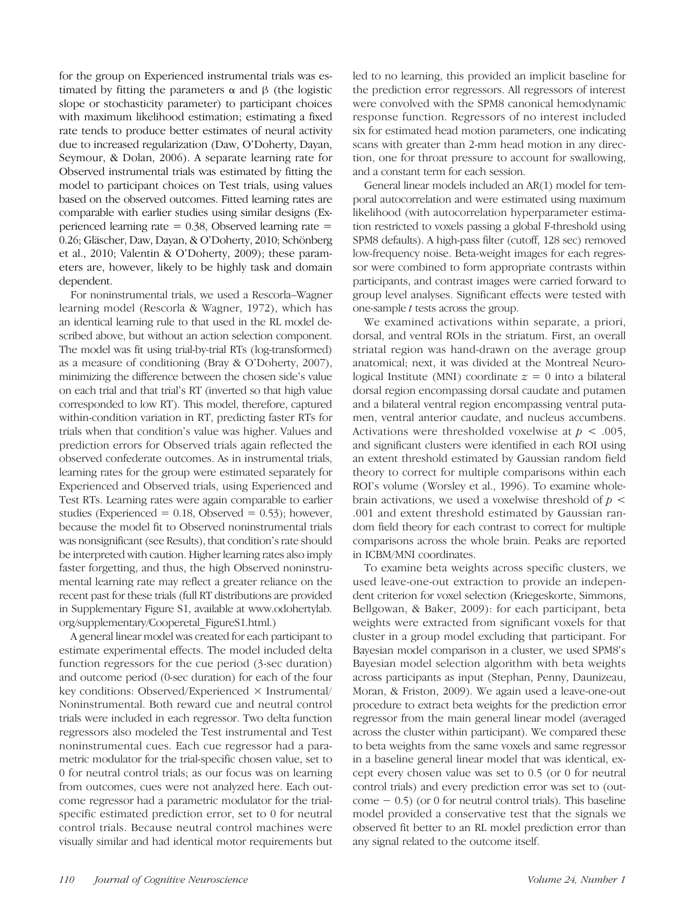for the group on Experienced instrumental trials was estimated by fitting the parameters $\alpha$ and $\beta$ (the logistic slope or stochasticity parameter) to participant choices with maximum likelihood estimation; estimating a fixed rate tends to produce better estimates of neural activity due to increased regularization (Daw, O'Doherty, Dayan, Seymour, & Dolan, 2006). A separate learning rate for Observed instrumental trials was estimated by fitting the model to participant choices on Test trials, using values based on the observed outcomes. Fitted learning rates are comparable with earlier studies using similar designs (Experienced learning rate = 0.38, Observed learning rate = 0.26; Gläscher, Daw, Dayan, & O'Doherty, 2010; Schönberg et al., 2010; Valentin & O'Doherty, 2009); these parameters are, however, likely to be highly task and domain dependent.

For noninstrumental trials, we used a Rescorla–Wagner learning model (Rescorla & Wagner, 1972), which has an identical learning rule to that used in the RL model described above, but without an action selection component. The model was fit using trial-by-trial RTs (log-transformed) as a measure of conditioning (Bray & O'Doherty, 2007), minimizing the difference between the chosen side's value on each trial and that trial's RT (inverted so that high value corresponded to low RT). This model, therefore, captured within-condition variation in RT, predicting faster RTs for trials when that condition's value was higher. Values and prediction errors for Observed trials again reflected the observed confederate outcomes. As in instrumental trials, learning rates for the group were estimated separately for Experienced and Observed trials, using Experienced and Test RTs. Learning rates were again comparable to earlier studies (Experienced = 0.18, Observed = 0.53); however, because the model fit to Observed noninstrumental trials was nonsignificant (see Results), that condition's rate should be interpreted with caution. Higher learning rates also imply faster forgetting, and thus, the high Observed noninstrumental learning rate may reflect a greater reliance on the recent past for these trials (full RT distributions are provided in Supplementary Figure S1, available at www.odohertylab.org/supplementary/Cooperetal_FigureS1.html.)

A general linear model was created for each participant to estimate experimental effects. The model included delta function regressors for the cue period (3-sec duration) and outcome period (0-sec duration) for each of the four key conditions: Observed/Experienced × Instrumental/Noninstrumental. Both reward cue and neutral control trials were included in each regressor. Two delta function regressors also modeled the Test instrumental and Test noninstrumental cues. Each cue regressor had a parametric modulator for the trial-specific chosen value, set to 0 for neutral control trials; as our focus was on learning from outcomes, cues were not analyzed here. Each outcome regressor had a parametric modulator for the trial-specific estimated prediction error, set to 0 for neutral control trials. Because neutral control machines were visually similar and had identical motor requirements but led to no learning, this provided an implicit baseline for the prediction error regressors. All regressors of interest were convolved with the SPM8 canonical hemodynamic response function. Regressors of no interest included six for estimated head motion parameters, one indicating scans with greater than 2-mm head motion in any direction, one for throat pressure to account for swallowing, and a constant term for each session.

General linear models included an AR(1) model for temporal autocorrelation and were estimated using maximum likelihood (with autocorrelation hyperparameter estimation restricted to voxels passing a global F-threshold using SPM8 defaults). A high-pass filter (cutoff, 128 sec) removed low-frequency noise. Beta-weight images for each regressor were combined to form appropriate contrasts within participants, and contrast images were carried forward to group level analyses. Significant effects were tested with one-sample $t$ tests across the group.

We examined activations within separate, a priori, dorsal, and ventral ROIs in the striatum. First, an overall striatal region was hand-drawn on the average group anatomical; next, it was divided at the Montreal Neurological Institute (MNI) coordinate $z = 0$ into a bilateral dorsal region encompassing dorsal caudate and putamen and a bilateral ventral region encompassing ventral putamen, ventral anterior caudate, and nucleus accumbens. Activations were thresholded voxelwise at $p < .005$, and significant clusters were identified in each ROI using an extent threshold estimated by Gaussian random field theory to correct for multiple comparisons within each ROI's volume (Worsley et al., 1996). To examine whole-brain activations, we used a voxelwise threshold of $p < .001$ and extent threshold estimated by Gaussian random field theory for each contrast to correct for multiple comparisons across the whole brain. Peaks are reported in ICBM/MNI coordinates.

To examine beta weights across specific clusters, we used leave-one-out extraction to provide an independent criterion for voxel selection (Kriegeskorte, Simmons, Bellgowan, & Baker, 2009): for each participant, beta weights were extracted from significant voxels for that cluster in a group model excluding that participant. For Bayesian model comparison in a cluster, we used SPM8's Bayesian model selection algorithm with beta weights across participants as input (Stephan, Penny, Daunizeau, Moran, & Friston, 2009). We again used a leave-one-out procedure to extract beta weights for the prediction error regressor from the main general linear model (averaged across the cluster within participant). We compared these to beta weights from the same voxels and same regressor in a baseline general linear model that was identical, except every chosen value was set to 0.5 (or 0 for neutral control trials) and every prediction error was set to (outcome − 0.5) (or 0 for neutral control trials). This baseline model provided a conservative test that the signals we observed fit better to an RL model prediction error than any signal related to the outcome itself.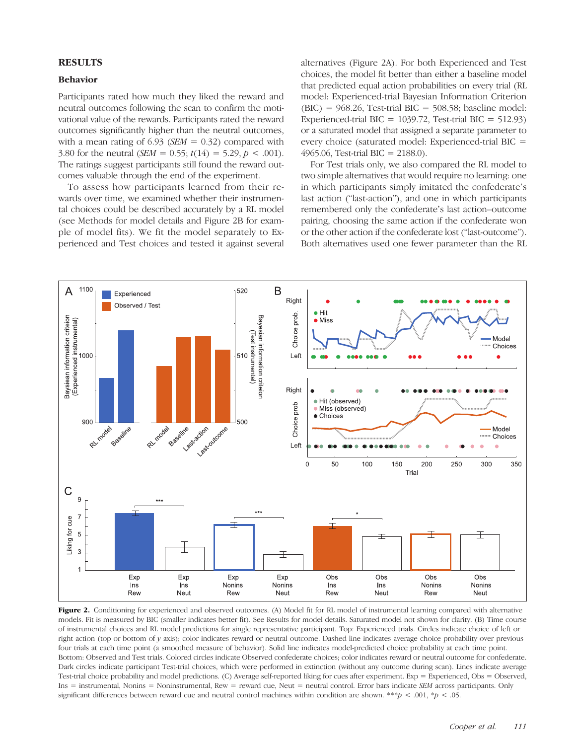## RESULTS

### Behavior

Participants rated how much they liked the reward and neutral outcomes following the scan to confirm the motivational value of the rewards. Participants rated the reward outcomes significantly higher than the neutral outcomes, with a mean rating of 6.93 (*SEM* = 0.32) compared with 3.80 for the neutral (*SEM* = 0.55; $t(14) = 5.29$, $p < .001$). The ratings suggest participants still found the reward outcomes valuable through the end of the experiment.

To assess how participants learned from their rewards over time, we examined whether their instrumental choices could be described accurately by a RL model (see Methods for model details and Figure 2B for example of model fits). We fit the model separately to Experienced and Test choices and tested it against several alternatives (Figure 2A). For both Experienced and Test choices, the model fit better than either a baseline model that predicted equal action probabilities on every trial (RL model: Experienced-trial Bayesian Information Criterion (BIC) = 968.26, Test-trial BIC = 508.58; baseline model: Experienced-trial BIC = 1039.72, Test-trial BIC = 512.93) or a saturated model that assigned a separate parameter to every choice (saturated model: Experienced-trial BIC = 4965.06, Test-trial BIC = 2188.0).

For Test trials only, we also compared the RL model to two simple alternatives that would require no learning: one in which participants simply imitated the confederate's last action ("last-action"), and one in which participants remembered only the confederate's last action–outcome pairing, choosing the same action if the confederate won or the other action if the confederate lost ("last-outcome"). Both alternatives used one fewer parameter than the RL

**Figure 2.** Conditioning for experienced and observed outcomes. (A) Model fit for RL model of instrumental learning compared with alternative models. Fit is measured by BIC (smaller indicates better fit). See Results for model details. Saturated model not shown for clarity. (B) Time course of instrumental choices and RL model predictions for single representative participant. Top: Experienced trials. Circles indicate choice of left or right action (top or bottom of *y* axis); color indicates reward or neutral outcome. Dashed line indicates average choice probability over previous four trials at each time point (a smoothed measure of behavior). Solid line indicates model-predicted choice probability at each time point. Bottom: Observed and Test trials. Colored circles indicate Observed confederate choices; color indicates reward or neutral outcome for confederate. Dark circles indicate participant Test-trial choices, which were performed in extinction (without any outcome during scan). Lines indicate average Test-trial choice probability and model predictions. (C) Average self-reported liking for cues after experiment. Exp = Experienced, Obs = Observed, Ins = instrumental, Nonins = Noninstrumental, Rew = reward cue, Neut = neutral control. Error bars indicate *SEM* across participants. Only significant differences between reward cue and neutral control machines within condition are shown. ***$p < .001$, *$p < .05$.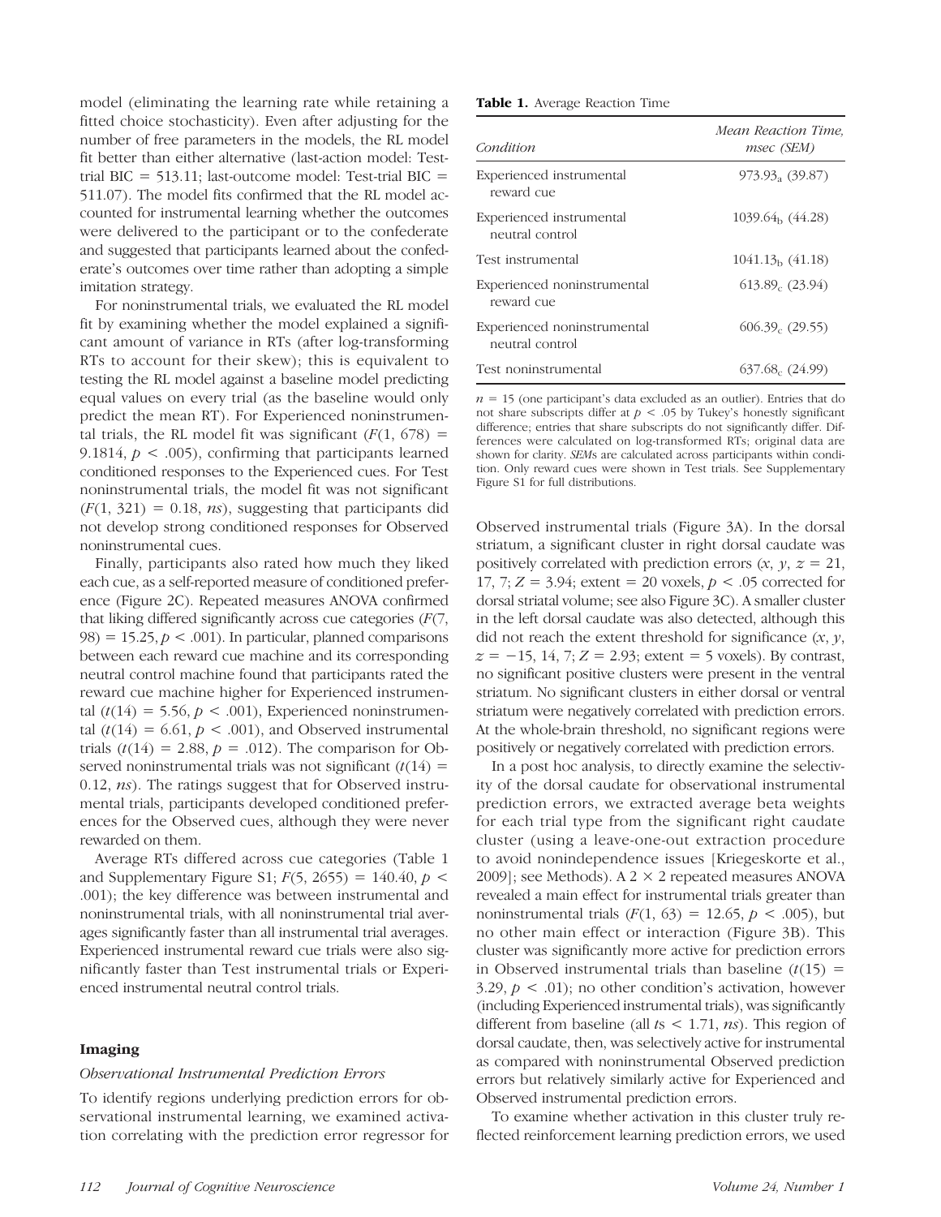model (eliminating the learning rate while retaining a fitted choice stochasticity). Even after adjusting for the number of free parameters in the models, the RL model fit better than either alternative (last-action model: Test-trial BIC = 513.11; last-outcome model: Test-trial BIC = 511.07). The model fits confirmed that the RL model accounted for instrumental learning whether the outcomes were delivered to the participant or to the confederate and suggested that participants learned about the confederate's outcomes over time rather than adopting a simple imitation strategy.

For noninstrumental trials, we evaluated the RL model fit by examining whether the model explained a significant amount of variance in RTs (after log-transforming RTs to account for their skew); this is equivalent to testing the RL model against a baseline model predicting equal values on every trial (as the baseline would only predict the mean RT). For Experienced noninstrumental trials, the RL model fit was significant ($F(1, 678) = 9.1814$, $p < .005$), confirming that participants learned conditioned responses to the Experienced cues. For Test noninstrumental trials, the model fit was not significant ($F(1, 321) = 0.18$, *ns*), suggesting that participants did not develop strong conditioned responses for Observed noninstrumental cues.

Finally, participants also rated how much they liked each cue, as a self-reported measure of conditioned preference (Figure 2C). Repeated measures ANOVA confirmed that liking differed significantly across cue categories ($F(7, 98) = 15.25$, $p < .001$). In particular, planned comparisons between each reward cue machine and its corresponding neutral control machine found that participants rated the reward cue machine higher for Experienced instrumental ($t(14) = 5.56$, $p < .001$), Experienced noninstrumental ($t(14) = 6.61$, $p < .001$), and Observed instrumental trials ($t(14) = 2.88$, $p = .012$). The comparison for Observed noninstrumental trials was not significant ($t(14) = 0.12$, *ns*). The ratings suggest that for Observed instrumental trials, participants developed conditioned preferences for the Observed cues, although they were never rewarded on them.

Average RTs differed across cue categories (Table 1 and Supplementary Figure S1; $F(5, 2655) = 140.40$, $p < .001$); the key difference was between instrumental and noninstrumental trials, with all noninstrumental trial averages significantly faster than all instrumental trial averages. Experienced instrumental reward cue trials were also significantly faster than Test instrumental trials or Experienced instrumental neutral control trials.

**Table 1.** Average Reaction Time

| *Condition* | *Mean Reaction Time, msec (SEM)* |
|---|---|
| Experienced instrumental reward cue | $973.93_a$ (39.87) |
| Experienced instrumental neutral control | $1039.64_b$ (44.28) |
| Test instrumental | $1041.13_b$ (41.18) |
| Experienced noninstrumental reward cue | $613.89_c$ (23.94) |
| Experienced noninstrumental neutral control | $606.39_c$ (29.55) |
| Test noninstrumental | $637.68_c$ (24.99) |

$n = 15$ (one participant's data excluded as an outlier). Entries that do not share subscripts differ at $p < .05$ by Tukey's honestly significant difference; entries that share subscripts do not significantly differ. Differences were calculated on log-transformed RTs; original data are shown for clarity. *SEM*s are calculated across participants within condition. Only reward cues were shown in Test trials. See Supplementary Figure S1 for full distributions.

## Imaging

### *Observational Instrumental Prediction Errors*

To identify regions underlying prediction errors for observational instrumental learning, we examined activation correlating with the prediction error regressor for Observed instrumental trials (Figure 3A). In the dorsal striatum, a significant cluster in right dorsal caudate was positively correlated with prediction errors ($x$, $y$, $z$ = 21, 17, 7; $Z = 3.94$; extent = 20 voxels, $p < .05$ corrected for dorsal striatal volume; see also Figure 3C). A smaller cluster in the left dorsal caudate was also detected, although this did not reach the extent threshold for significance ($x$, $y$, $z$ = −15, 14, 7; $Z = 2.93$; extent = 5 voxels). By contrast, no significant positive clusters were present in the ventral striatum. No significant clusters in either dorsal or ventral striatum were negatively correlated with prediction errors. At the whole-brain threshold, no significant regions were positively or negatively correlated with prediction errors.

In a post hoc analysis, to directly examine the selectivity of the dorsal caudate for observational instrumental prediction errors, we extracted average beta weights for each trial type from the significant right caudate cluster (using a leave-one-out extraction procedure to avoid nonindependence issues [Kriegeskorte et al., 2009]; see Methods). A 2 × 2 repeated measures ANOVA revealed a main effect for instrumental trials greater than noninstrumental trials ($F(1, 63) = 12.65$, $p < .005$), but no other main effect or interaction (Figure 3B). This cluster was significantly more active for prediction errors in Observed instrumental trials than baseline ($t(15) = 3.29$, $p < .01$); no other condition's activation, however (including Experienced instrumental trials), was significantly different from baseline (all $t$s < 1.71, *ns*). This region of dorsal caudate, then, was selectively active for instrumental as compared with noninstrumental Observed prediction errors but relatively similarly active for Experienced and Observed instrumental prediction errors.

To examine whether activation in this cluster truly reflected reinforcement learning prediction errors, we used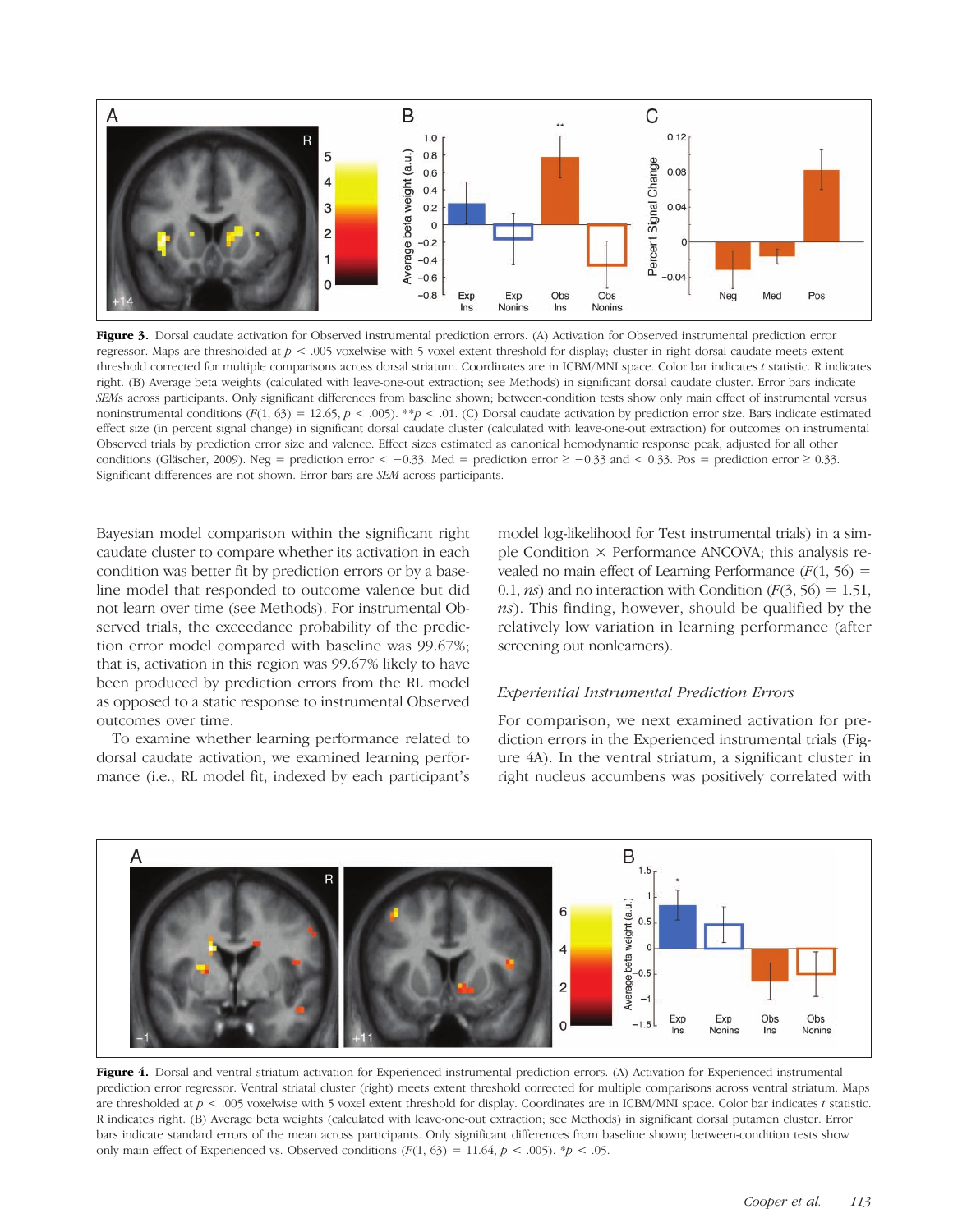**Figure 3.** Dorsal caudate activation for Observed instrumental prediction errors. (A) Activation for Observed instrumental prediction error regressor. Maps are thresholded at $p < .005$ voxelwise with 5 voxel extent threshold for display; cluster in right dorsal caudate meets extent threshold corrected for multiple comparisons across dorsal striatum. Coordinates are in ICBM/MNI space. Color bar indicates $t$ statistic. R indicates right. (B) Average beta weights (calculated with leave-one-out extraction; see Methods) in significant dorsal caudate cluster. Error bars indicate *SEM*s across participants. Only significant differences from baseline shown; between-condition tests show only main effect of instrumental versus noninstrumental conditions ($F(1, 63) = 12.65$, $p < .005$). $^{**}p < .01$. (C) Dorsal caudate activation by prediction error size. Bars indicate estimated effect size (in percent signal change) in significant dorsal caudate cluster (calculated with leave-one-out extraction) for outcomes on instrumental Observed trials by prediction error size and valence. Effect sizes estimated as canonical hemodynamic response peak, adjusted for all other conditions (Gläscher, 2009). Neg = prediction error $< -0.33$. Med = prediction error $\geq -0.33$ and $< 0.33$. Pos = prediction error $\geq 0.33$. Significant differences are not shown. Error bars are *SEM* across participants.

Bayesian model comparison within the significant right caudate cluster to compare whether its activation in each condition was better fit by prediction errors or by a baseline model that responded to outcome valence but did not learn over time (see Methods). For instrumental Observed trials, the exceedance probability of the prediction error model compared with baseline was 99.67%; that is, activation in this region was 99.67% likely to have been produced by prediction errors from the RL model as opposed to a static response to instrumental Observed outcomes over time.

To examine whether learning performance related to dorsal caudate activation, we examined learning performance (i.e., RL model fit, indexed by each participant's model log-likelihood for Test instrumental trials) in a simple Condition × Performance ANCOVA; this analysis revealed no main effect of Learning Performance ($F(1, 56) = 0.1$, *ns*) and no interaction with Condition ($F(3, 56) = 1.51$, *ns*). This finding, however, should be qualified by the relatively low variation in learning performance (after screening out nonlearners).

### *Experiential Instrumental Prediction Errors*

For comparison, we next examined activation for prediction errors in the Experienced instrumental trials (Figure 4A). In the ventral striatum, a significant cluster in right nucleus accumbens was positively correlated with

**Figure 4.** Dorsal and ventral striatum activation for Experienced instrumental prediction errors. (A) Activation for Experienced instrumental prediction error regressor. Ventral striatal cluster (right) meets extent threshold corrected for multiple comparisons across ventral striatum. Maps are thresholded at $p < .005$ voxelwise with 5 voxel extent threshold for display. Coordinates are in ICBM/MNI space. Color bar indicates $t$ statistic. R indicates right. (B) Average beta weights (calculated with leave-one-out extraction; see Methods) in significant dorsal putamen cluster. Error bars indicate standard errors of the mean across participants. Only significant differences from baseline shown; between-condition tests show only main effect of Experienced vs. Observed conditions ($F(1, 63) = 11.64$, $p < .005$). $^{*}p < .05$.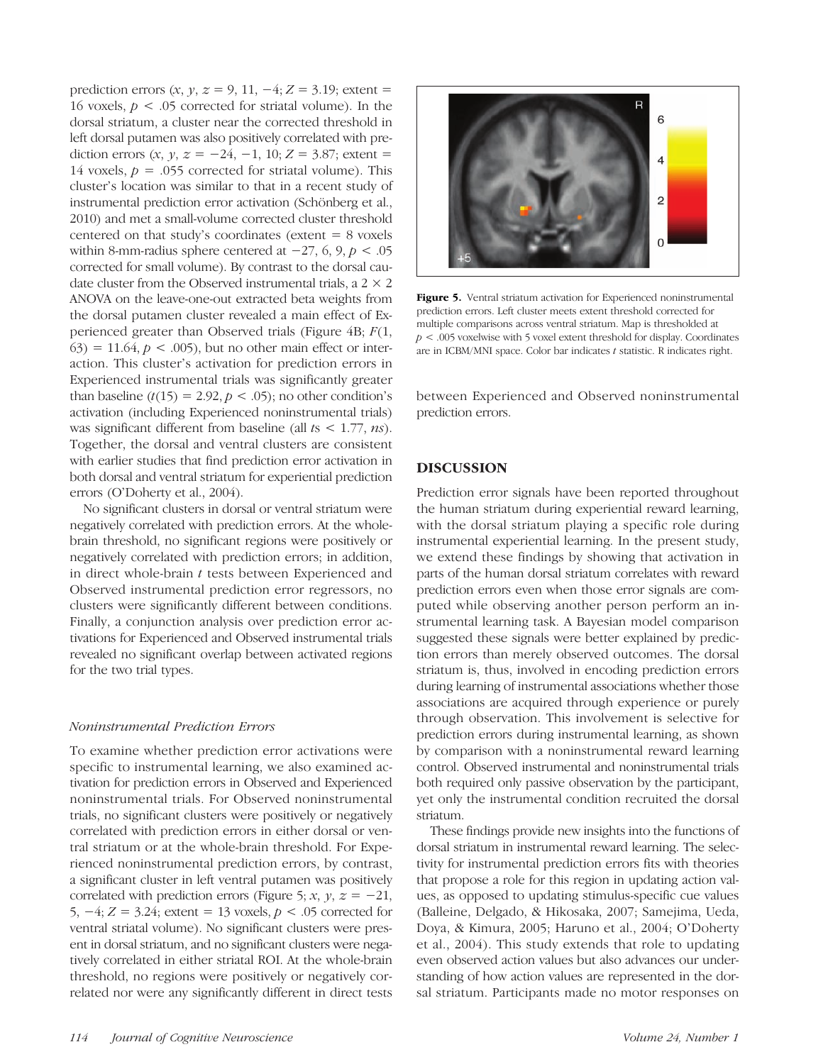prediction errors ($x$, $y$, $z$ = 9, 11, −4; $Z$ = 3.19; extent = 16 voxels, $p < .05$ corrected for striatal volume). In the dorsal striatum, a cluster near the corrected threshold in left dorsal putamen was also positively correlated with prediction errors ($x$, $y$, $z$ = −24, −1, 10; $Z$ = 3.87; extent = 14 voxels, $p$ = .055 corrected for striatal volume). This cluster's location was similar to that in a recent study of instrumental prediction error activation (Schönberg et al., 2010) and met a small-volume corrected cluster threshold centered on that study's coordinates (extent = 8 voxels within 8-mm-radius sphere centered at −27, 6, 9, $p < .05$ corrected for small volume). By contrast to the dorsal caudate cluster from the Observed instrumental trials, a 2 × 2 ANOVA on the leave-one-out extracted beta weights from the dorsal putamen cluster revealed a main effect of Experienced greater than Observed trials (Figure 4B; $F(1, 63) = 11.64$, $p < .005$), but no other main effect or interaction. This cluster's activation for prediction errors in Experienced instrumental trials was significantly greater than baseline ($t(15) = 2.92$, $p < .05$); no other condition's activation (including Experienced noninstrumental trials) was significant different from baseline (all $t$s < 1.77, *ns*). Together, the dorsal and ventral clusters are consistent with earlier studies that find prediction error activation in both dorsal and ventral striatum for experiential prediction errors (O'Doherty et al., 2004).

No significant clusters in dorsal or ventral striatum were negatively correlated with prediction errors. At the whole-brain threshold, no significant regions were positively or negatively correlated with prediction errors; in addition, in direct whole-brain $t$ tests between Experienced and Observed instrumental prediction error regressors, no clusters were significantly different between conditions. Finally, a conjunction analysis over prediction error activations for Experienced and Observed instrumental trials revealed no significant overlap between activated regions for the two trial types.

### *Noninstrumental Prediction Errors*

To examine whether prediction error activations were specific to instrumental learning, we also examined activation for prediction errors in Observed and Experienced noninstrumental trials. For Observed noninstrumental trials, no significant clusters were positively or negatively correlated with prediction errors in either dorsal or ventral striatum or at the whole-brain threshold. For Experienced noninstrumental prediction errors, by contrast, a significant cluster in left ventral putamen was positively correlated with prediction errors (Figure 5; $x$, $y$, $z$ = −21, 5, −4; $Z$ = 3.24; extent = 13 voxels, $p < .05$ corrected for ventral striatal volume). No significant clusters were present in dorsal striatum, and no significant clusters were negatively correlated in either striatal ROI. At the whole-brain threshold, no regions were positively or negatively correlated nor were any significantly different in direct tests between Experienced and Observed noninstrumental prediction errors.

**Figure 5.** Ventral striatum activation for Experienced noninstrumental prediction errors. Left cluster meets extent threshold corrected for multiple comparisons across ventral striatum. Map is thresholded at $p < .005$ voxelwise with 5 voxel extent threshold for display. Coordinates are in ICBM/MNI space. Color bar indicates $t$ statistic. R indicates right.

## DISCUSSION

Prediction error signals have been reported throughout the human striatum during experiential reward learning, with the dorsal striatum playing a specific role during instrumental experiential learning. In the present study, we extend these findings by showing that activation in parts of the human dorsal striatum correlates with reward prediction errors even when those error signals are computed while observing another person perform an instrumental learning task. A Bayesian model comparison suggested these signals were better explained by prediction errors than merely observed outcomes. The dorsal striatum is, thus, involved in encoding prediction errors during learning of instrumental associations whether those associations are acquired through experience or purely through observation. This involvement is selective for prediction errors during instrumental learning, as shown by comparison with a noninstrumental reward learning control. Observed instrumental and noninstrumental trials both required only passive observation by the participant, yet only the instrumental condition recruited the dorsal striatum.

These findings provide new insights into the functions of dorsal striatum in instrumental reward learning. The selectivity for instrumental prediction errors fits with theories that propose a role for this region in updating action values, as opposed to updating stimulus-specific cue values (Balleine, Delgado, & Hikosaka, 2007; Samejima, Ueda, Doya, & Kimura, 2005; Haruno et al., 2004; O'Doherty et al., 2004). This study extends that role to updating even observed action values but also advances our understanding of how action values are represented in the dorsal striatum. Participants made no motor responses on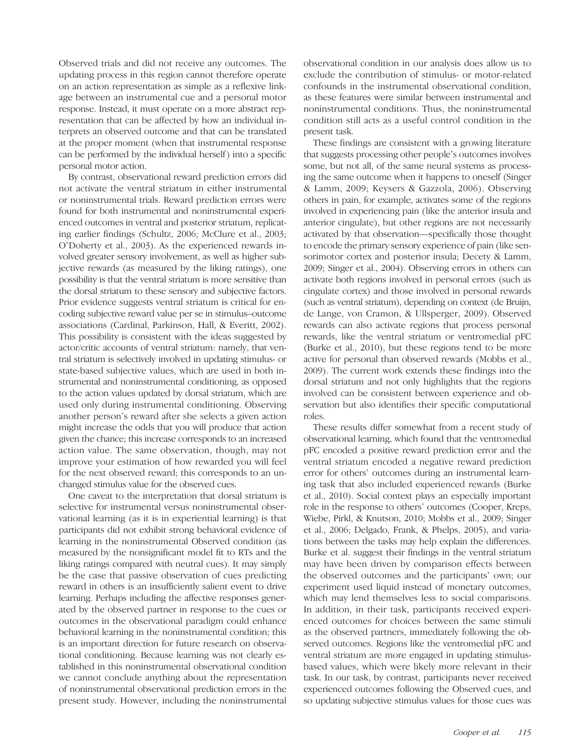Observed trials and did not receive any outcomes. The updating process in this region cannot therefore operate on an action representation as simple as a reflexive linkage between an instrumental cue and a personal motor response. Instead, it must operate on a more abstract representation that can be affected by how an individual interprets an observed outcome and that can be translated at the proper moment (when that instrumental response can be performed by the individual herself) into a specific personal motor action.

By contrast, observational reward prediction errors did not activate the ventral striatum in either instrumental or noninstrumental trials. Reward prediction errors were found for both instrumental and noninstrumental experienced outcomes in ventral and posterior striatum, replicating earlier findings (Schultz, 2006; McClure et al., 2003; O'Doherty et al., 2003). As the experienced rewards involved greater sensory involvement, as well as higher subjective rewards (as measured by the liking ratings), one possibility is that the ventral striatum is more sensitive than the dorsal striatum to these sensory and subjective factors. Prior evidence suggests ventral striatum is critical for encoding subjective reward value per se in stimulus–outcome associations (Cardinal, Parkinson, Hall, & Everitt, 2002). This possibility is consistent with the ideas suggested by actor/critic accounts of ventral striatum: namely, that ventral striatum is selectively involved in updating stimulus- or state-based subjective values, which are used in both instrumental and noninstrumental conditioning, as opposed to the action values updated by dorsal striatum, which are used only during instrumental conditioning. Observing another person's reward after she selects a given action might increase the odds that you will produce that action given the chance; this increase corresponds to an increased action value. The same observation, though, may not improve your estimation of how rewarded you will feel for the next observed reward; this corresponds to an unchanged stimulus value for the observed cues.

One caveat to the interpretation that dorsal striatum is selective for instrumental versus noninstrumental observational learning (as it is in experiential learning) is that participants did not exhibit strong behavioral evidence of learning in the noninstrumental Observed condition (as measured by the nonsignificant model fit to RTs and the liking ratings compared with neutral cues). It may simply be the case that passive observation of cues predicting reward in others is an insufficiently salient event to drive learning. Perhaps including the affective responses generated by the observed partner in response to the cues or outcomes in the observational paradigm could enhance behavioral learning in the noninstrumental condition; this is an important direction for future research on observational conditioning. Because learning was not clearly established in this noninstrumental observational condition we cannot conclude anything about the representation of noninstrumental observational prediction errors in the present study. However, including the noninstrumental observational condition in our analysis does allow us to exclude the contribution of stimulus- or motor-related confounds in the instrumental observational condition, as these features were similar between instrumental and noninstrumental conditions. Thus, the noninstrumental condition still acts as a useful control condition in the present task.

These findings are consistent with a growing literature that suggests processing other people's outcomes involves some, but not all, of the same neural systems as processing the same outcome when it happens to oneself (Singer & Lamm, 2009; Keysers & Gazzola, 2006). Observing others in pain, for example, activates some of the regions involved in experiencing pain (like the anterior insula and anterior cingulate), but other regions are not necessarily activated by that observation—specifically those thought to encode the primary sensory experience of pain (like sensorimotor cortex and posterior insula; Decety & Lamm, 2009; Singer et al., 2004). Observing errors in others can activate both regions involved in personal errors (such as cingulate cortex) and those involved in personal rewards (such as ventral striatum), depending on context (de Bruijn, de Lange, von Cramon, & Ullsperger, 2009). Observed rewards can also activate regions that process personal rewards, like the ventral striatum or ventromedial pFC (Burke et al., 2010), but these regions tend to be more active for personal than observed rewards (Mobbs et al., 2009). The current work extends these findings into the dorsal striatum and not only highlights that the regions involved can be consistent between experience and observation but also identifies their specific computational roles.

These results differ somewhat from a recent study of observational learning, which found that the ventromedial pFC encoded a positive reward prediction error and the ventral striatum encoded a negative reward prediction error for others' outcomes during an instrumental learning task that also included experienced rewards (Burke et al., 2010). Social context plays an especially important role in the response to others' outcomes (Cooper, Kreps, Wiebe, Pirkl, & Knutson, 2010; Mobbs et al., 2009; Singer et al., 2006; Delgado, Frank, & Phelps, 2005), and variations between the tasks may help explain the differences. Burke et al. suggest their findings in the ventral striatum may have been driven by comparison effects between the observed outcomes and the participants' own; our experiment used liquid instead of monetary outcomes, which may lend themselves less to social comparisons. In addition, in their task, participants received experienced outcomes for choices between the same stimuli as the observed partners, immediately following the observed outcomes. Regions like the ventromedial pFC and ventral striatum are more engaged in updating stimulus-based values, which were likely more relevant in their task. In our task, by contrast, participants never received experienced outcomes following the Observed cues, and so updating subjective stimulus values for those cues was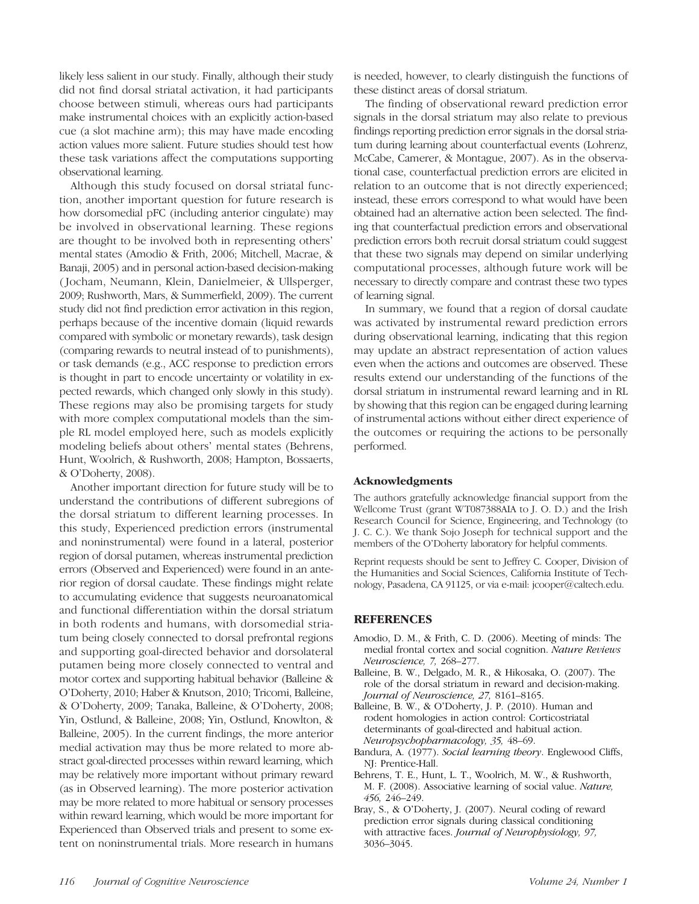likely less salient in our study. Finally, although their study did not find dorsal striatal activation, it had participants choose between stimuli, whereas ours had participants make instrumental choices with an explicitly action-based cue (a slot machine arm); this may have made encoding action values more salient. Future studies should test how these task variations affect the computations supporting observational learning.

Although this study focused on dorsal striatal function, another important question for future research is how dorsomedial pFC (including anterior cingulate) may be involved in observational learning. These regions are thought to be involved both in representing others' mental states (Amodio & Frith, 2006; Mitchell, Macrae, & Banaji, 2005) and in personal action-based decision-making (Jocham, Neumann, Klein, Danielmeier, & Ullsperger, 2009; Rushworth, Mars, & Summerfield, 2009). The current study did not find prediction error activation in this region, perhaps because of the incentive domain (liquid rewards compared with symbolic or monetary rewards), task design (comparing rewards to neutral instead of to punishments), or task demands (e.g., ACC response to prediction errors is thought in part to encode uncertainty or volatility in expected rewards, which changed only slowly in this study). These regions may also be promising targets for study with more complex computational models than the simple RL model employed here, such as models explicitly modeling beliefs about others' mental states (Behrens, Hunt, Woolrich, & Rushworth, 2008; Hampton, Bossaerts, & O'Doherty, 2008).

Another important direction for future study will be to understand the contributions of different subregions of the dorsal striatum to different learning processes. In this study, Experienced prediction errors (instrumental and noninstrumental) were found in a lateral, posterior region of dorsal putamen, whereas instrumental prediction errors (Observed and Experienced) were found in an anterior region of dorsal caudate. These findings might relate to accumulating evidence that suggests neuroanatomical and functional differentiation within the dorsal striatum in both rodents and humans, with dorsomedial striatum being closely connected to dorsal prefrontal regions and supporting goal-directed behavior and dorsolateral putamen being more closely connected to ventral and motor cortex and supporting habitual behavior (Balleine & O'Doherty, 2010; Haber & Knutson, 2010; Tricomi, Balleine, & O'Doherty, 2009; Tanaka, Balleine, & O'Doherty, 2008; Yin, Ostlund, & Balleine, 2008; Yin, Ostlund, Knowlton, & Balleine, 2005). In the current findings, the more anterior medial activation may thus be more related to more abstract goal-directed processes within reward learning, which may be relatively more important without primary reward (as in Observed learning). The more posterior activation may be more related to more habitual or sensory processes within reward learning, which would be more important for Experienced than Observed trials and present to some extent on noninstrumental trials. More research in humans is needed, however, to clearly distinguish the functions of these distinct areas of dorsal striatum.

The finding of observational reward prediction error signals in the dorsal striatum may also relate to previous findings reporting prediction error signals in the dorsal striatum during learning about counterfactual events (Lohrenz, McCabe, Camerer, & Montague, 2007). As in the observational case, counterfactual prediction errors are elicited in relation to an outcome that is not directly experienced; instead, these errors correspond to what would have been obtained had an alternative action been selected. The finding that counterfactual prediction errors and observational prediction errors both recruit dorsal striatum could suggest that these two signals may depend on similar underlying computational processes, although future work will be necessary to directly compare and contrast these two types of learning signal.

In summary, we found that a region of dorsal caudate was activated by instrumental reward prediction errors during observational learning, indicating that this region may update an abstract representation of action values even when the actions and outcomes are observed. These results extend our understanding of the functions of the dorsal striatum in instrumental reward learning and in RL by showing that this region can be engaged during learning of instrumental actions without either direct experience of the outcomes or requiring the actions to be personally performed.

## Acknowledgments

The authors gratefully acknowledge financial support from the Wellcome Trust (grant WT087388AIA to J. O. D.) and the Irish Research Council for Science, Engineering, and Technology (to J. C. C.). We thank Sojo Joseph for technical support and the members of the O'Doherty laboratory for helpful comments.

Reprint requests should be sent to Jeffrey C. Cooper, Division of the Humanities and Social Sciences, California Institute of Technology, Pasadena, CA 91125, or via e-mail: jcooper@caltech.edu.

## REFERENCES

Amodio, D. M., & Frith, C. D. (2006). Meeting of minds: The medial frontal cortex and social cognition. *Nature Reviews Neuroscience, 7,* 268–277.

Balleine, B. W., Delgado, M. R., & Hikosaka, O. (2007). The role of the dorsal striatum in reward and decision-making. *Journal of Neuroscience, 27,* 8161–8165.

Balleine, B. W., & O'Doherty, J. P. (2010). Human and rodent homologies in action control: Corticostriatal determinants of goal-directed and habitual action. *Neuropsychopharmacology, 35,* 48–69.

Bandura, A. (1977). *Social learning theory*. Englewood Cliffs, NJ: Prentice-Hall.

Behrens, T. E., Hunt, L. T., Woolrich, M. W., & Rushworth, M. F. (2008). Associative learning of social value. *Nature, 456,* 246–249.

Bray, S., & O'Doherty, J. (2007). Neural coding of reward prediction error signals during classical conditioning with attractive faces. *Journal of Neurophysiology, 97,* 3036–3045.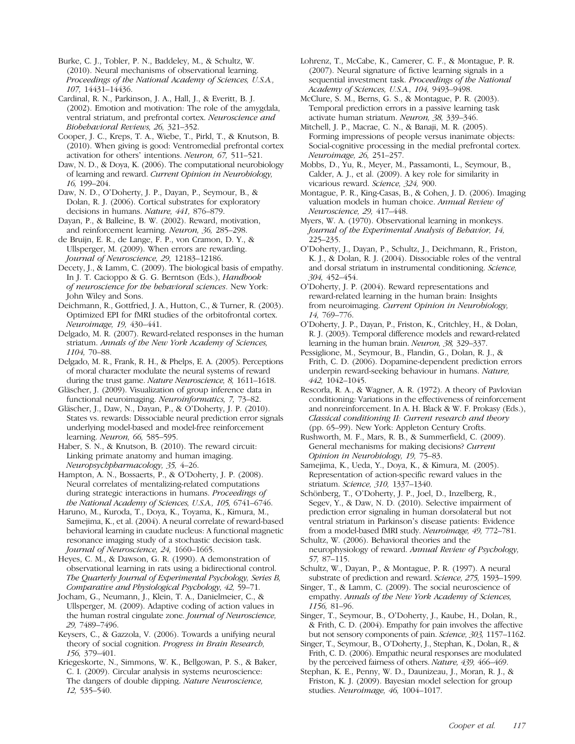Burke, C. J., Tobler, P. N., Baddeley, M., & Schultz, W. (2010). Neural mechanisms of observational learning. *Proceedings of the National Academy of Sciences, U.S.A., 107,* 14431–14436.

Cardinal, R. N., Parkinson, J. A., Hall, J., & Everitt, B. J. (2002). Emotion and motivation: The role of the amygdala, ventral striatum, and prefrontal cortex. *Neuroscience and Biobehavioral Reviews, 26,* 321–352.

Cooper, J. C., Kreps, T. A., Wiebe, T., Pirkl, T., & Knutson, B. (2010). When giving is good: Ventromedial prefrontal cortex activation for others' intentions. *Neuron, 67,* 511–521.

Daw, N. D., & Doya, K. (2006). The computational neurobiology of learning and reward. *Current Opinion in Neurobiology, 16,* 199–204.

Daw, N. D., O'Doherty, J. P., Dayan, P., Seymour, B., & Dolan, R. J. (2006). Cortical substrates for exploratory decisions in humans. *Nature, 441,* 876–879.

Dayan, P., & Balleine, B. W. (2002). Reward, motivation, and reinforcement learning. *Neuron, 36,* 285–298.

de Bruijn, E. R., de Lange, F. P., von Cramon, D. Y., & Ullsperger, M. (2009). When errors are rewarding. *Journal of Neuroscience, 29,* 12183–12186.

Decety, J., & Lamm, C. (2009). The biological basis of empathy. In J. T. Cacioppo & G. G. Berntson (Eds.), *Handbook of neuroscience for the behavioral sciences*. New York: John Wiley and Sons.

Deichmann, R., Gottfried, J. A., Hutton, C., & Turner, R. (2003). Optimized EPI for fMRI studies of the orbitofrontal cortex. *Neuroimage, 19,* 430–441.

Delgado, M. R. (2007). Reward-related responses in the human striatum. *Annals of the New York Academy of Sciences, 1104,* 70–88.

Delgado, M. R., Frank, R. H., & Phelps, E. A. (2005). Perceptions of moral character modulate the neural systems of reward during the trust game. *Nature Neuroscience, 8,* 1611–1618.

Gläscher, J. (2009). Visualization of group inference data in functional neuroimaging. *Neuroinformatics, 7,* 73–82.

Gläscher, J., Daw, N., Dayan, P., & O'Doherty, J. P. (2010). States vs. rewards: Dissociable neural prediction error signals underlying model-based and model-free reinforcement learning. *Neuron, 66,* 585–595.

Haber, S. N., & Knutson, B. (2010). The reward circuit: Linking primate anatomy and human imaging. *Neuropsychpharmacology, 35,* 4–26.

Hampton, A. N., Bossaerts, P., & O'Doherty, J. P. (2008). Neural correlates of mentalizing-related computations during strategic interactions in humans. *Proceedings of the National Academy of Sciences, U.S.A., 105,* 6741–6746.

Haruno, M., Kuroda, T., Doya, K., Toyama, K., Kimura, M., Samejima, K., et al. (2004). A neural correlate of reward-based behavioral learning in caudate nucleus: A functional magnetic resonance imaging study of a stochastic decision task. *Journal of Neuroscience, 24,* 1660–1665.

Heyes, C. M., & Dawson, G. R. (1990). A demonstration of observational learning in rats using a bidirectional control. *The Quarterly Journal of Experimental Psychology, Series B, Comparative and Physiological Psychology, 42,* 59–71.

Jocham, G., Neumann, J., Klein, T. A., Danielmeier, C., & Ullsperger, M. (2009). Adaptive coding of action values in the human rostral cingulate zone. *Journal of Neuroscience, 29,* 7489–7496.

Keysers, C., & Gazzola, V. (2006). Towards a unifying neural theory of social cognition. *Progress in Brain Research, 156,* 379–401.

Kriegeskorte, N., Simmons, W. K., Bellgowan, P. S., & Baker, C. I. (2009). Circular analysis in systems neuroscience: The dangers of double dipping. *Nature Neuroscience, 12,* 535–540.

Lohrenz, T., McCabe, K., Camerer, C. F., & Montague, P. R. (2007). Neural signature of fictive learning signals in a sequential investment task. *Proceedings of the National Academy of Sciences, U.S.A., 104,* 9493–9498.

McClure, S. M., Berns, G. S., & Montague, P. R. (2003). Temporal prediction errors in a passive learning task activate human striatum. *Neuron, 38,* 339–346.

Mitchell, J. P., Macrae, C. N., & Banaji, M. R. (2005). Forming impressions of people versus inanimate objects: Social-cognitive processing in the medial prefrontal cortex. *Neuroimage, 26,* 251–257.

Mobbs, D., Yu, R., Meyer, M., Passamonti, L., Seymour, B., Calder, A. J., et al. (2009). A key role for similarity in vicarious reward. *Science, 324,* 900.

Montague, P. R., King-Casas, B., & Cohen, J. D. (2006). Imaging valuation models in human choice. *Annual Review of Neuroscience, 29,* 417–448.

Myers, W. A. (1970). Observational learning in monkeys. *Journal of the Experimental Analysis of Behavior, 14,* 225–235.

O'Doherty, J., Dayan, P., Schultz, J., Deichmann, R., Friston, K. J., & Dolan, R. J. (2004). Dissociable roles of the ventral and dorsal striatum in instrumental conditioning. *Science, 304,* 452–454.

O'Doherty, J. P. (2004). Reward representations and reward-related learning in the human brain: Insights from neuroimaging. *Current Opinion in Neurobiology, 14,* 769–776.

O'Doherty, J. P., Dayan, P., Friston, K., Critchley, H., & Dolan, R. J. (2003). Temporal difference models and reward-related learning in the human brain. *Neuron, 38,* 329–337.

Pessiglione, M., Seymour, B., Flandin, G., Dolan, R. J., & Frith, C. D. (2006). Dopamine-dependent prediction errors underpin reward-seeking behaviour in humans. *Nature, 442,* 1042–1045.

Rescorla, R. A., & Wagner, A. R. (1972). A theory of Pavlovian conditioning: Variations in the effectiveness of reinforcement and nonreinforcement. In A. H. Black & W. F. Prokasy (Eds.), *Classical conditioning II: Current research and theory* (pp. 65–99). New York: Appleton Century Crofts.

Rushworth, M. F., Mars, R. B., & Summerfield, C. (2009). General mechanisms for making decisions? *Current Opinion in Neurobiology, 19,* 75–83.

Samejima, K., Ueda, Y., Doya, K., & Kimura, M. (2005). Representation of action-specific reward values in the striatum. *Science, 310,* 1337–1340.

Schönberg, T., O'Doherty, J. P., Joel, D., Inzelberg, R., Segev, Y., & Daw, N. D. (2010). Selective impairment of prediction error signaling in human dorsolateral but not ventral striatum in Parkinson's disease patients: Evidence from a model-based fMRI study. *Neuroimage, 49,* 772–781.

Schultz, W. (2006). Behavioral theories and the neurophysiology of reward. *Annual Review of Psychology, 57,* 87–115.

Schultz, W., Dayan, P., & Montague, P. R. (1997). A neural substrate of prediction and reward. *Science, 275,* 1593–1599.

Singer, T., & Lamm, C. (2009). The social neuroscience of empathy. *Annals of the New York Academy of Sciences, 1156,* 81–96.

Singer, T., Seymour, B., O'Doherty, J., Kaube, H., Dolan, R., & Frith, C. D. (2004). Empathy for pain involves the affective but not sensory components of pain. *Science, 303,* 1157–1162.

Singer, T., Seymour, B., O'Doherty, J., Stephan, K., Dolan, R., & Frith, C. D. (2006). Empathic neural responses are modulated by the perceived fairness of others. *Nature, 439,* 466–469.

Stephan, K. E., Penny, W. D., Daunizeau, J., Moran, R. J., & Friston, K. J. (2009). Bayesian model selection for group studies. *Neuroimage, 46,* 1004–1017.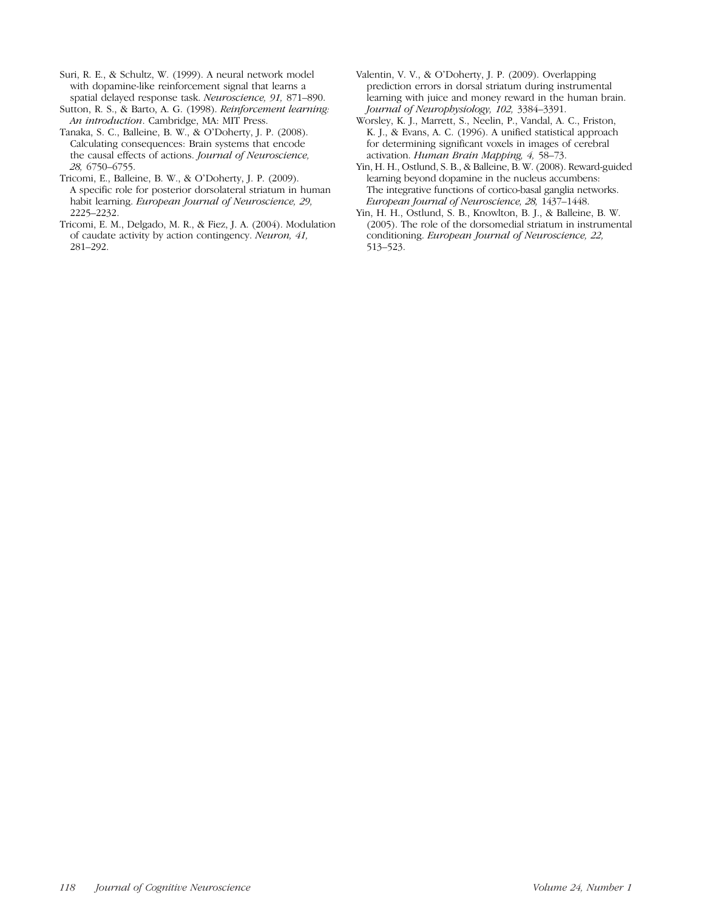Suri, R. E., & Schultz, W. (1999). A neural network model with dopamine-like reinforcement signal that learns a spatial delayed response task. *Neuroscience, 91,* 871–890.

Sutton, R. S., & Barto, A. G. (1998). *Reinforcement learning: An introduction*. Cambridge, MA: MIT Press.

Tanaka, S. C., Balleine, B. W., & O'Doherty, J. P. (2008). Calculating consequences: Brain systems that encode the causal effects of actions. *Journal of Neuroscience, 28,* 6750–6755.

Tricomi, E., Balleine, B. W., & O'Doherty, J. P. (2009). A specific role for posterior dorsolateral striatum in human habit learning. *European Journal of Neuroscience, 29,* 2225–2232.

Tricomi, E. M., Delgado, M. R., & Fiez, J. A. (2004). Modulation of caudate activity by action contingency. *Neuron, 41,* 281–292.

Valentin, V. V., & O'Doherty, J. P. (2009). Overlapping prediction errors in dorsal striatum during instrumental learning with juice and money reward in the human brain. *Journal of Neurophysiology, 102,* 3384–3391.

Worsley, K. J., Marrett, S., Neelin, P., Vandal, A. C., Friston, K. J., & Evans, A. C. (1996). A unified statistical approach for determining significant voxels in images of cerebral activation. *Human Brain Mapping, 4,* 58–73.

Yin, H. H., Ostlund, S. B., & Balleine, B. W. (2008). Reward-guided learning beyond dopamine in the nucleus accumbens: The integrative functions of cortico-basal ganglia networks. *European Journal of Neuroscience, 28,* 1437–1448.

Yin, H. H., Ostlund, S. B., Knowlton, B. J., & Balleine, B. W. (2005). The role of the dorsomedial striatum in instrumental conditioning. *European Journal of Neuroscience, 22,* 513–523.